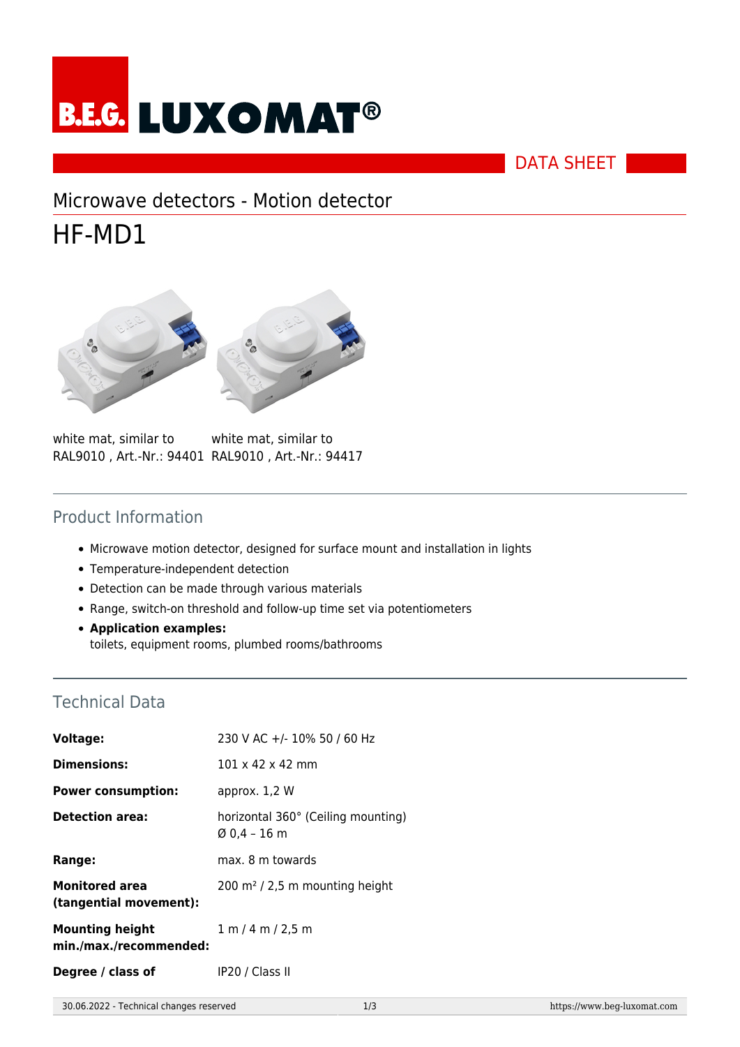B.E.G. LUXOMAT®

DATA SHEET

## Microwave detectors - Motion detector

# HF-MD1

white mat, similar to RAL9010 , Art.-Nr.: 94401

white mat, similar to RAL9010 , Art.-Nr.: 94417

## Product Information

- Microwave motion detector, designed for surface mount and installation in lights
- Temperature-independent detection
- Detection can be made through various materials
- Range, switch-on threshold and follow-up time set via potentiometers
- **Application examples:**
  toilets, equipment rooms, plumbed rooms/bathrooms

## Technical Data

| | |
|---|---|
| **Voltage:** | 230 V AC +/- 10% 50 / 60 Hz |
| **Dimensions:** | 101 x 42 x 42 mm |
| **Power consumption:** | approx. 1,2 W |
| **Detection area:** | horizontal 360° (Ceiling mounting)<br>Ø 0,4 – 16 m |
| **Range:** | max. 8 m towards |
| **Monitored area (tangential movement):** | 200 m² / 2,5 m mounting height |
| **Mounting height min./max./recommended:** | 1 m / 4 m / 2,5 m |
| **Degree / class of** | IP20 / Class II |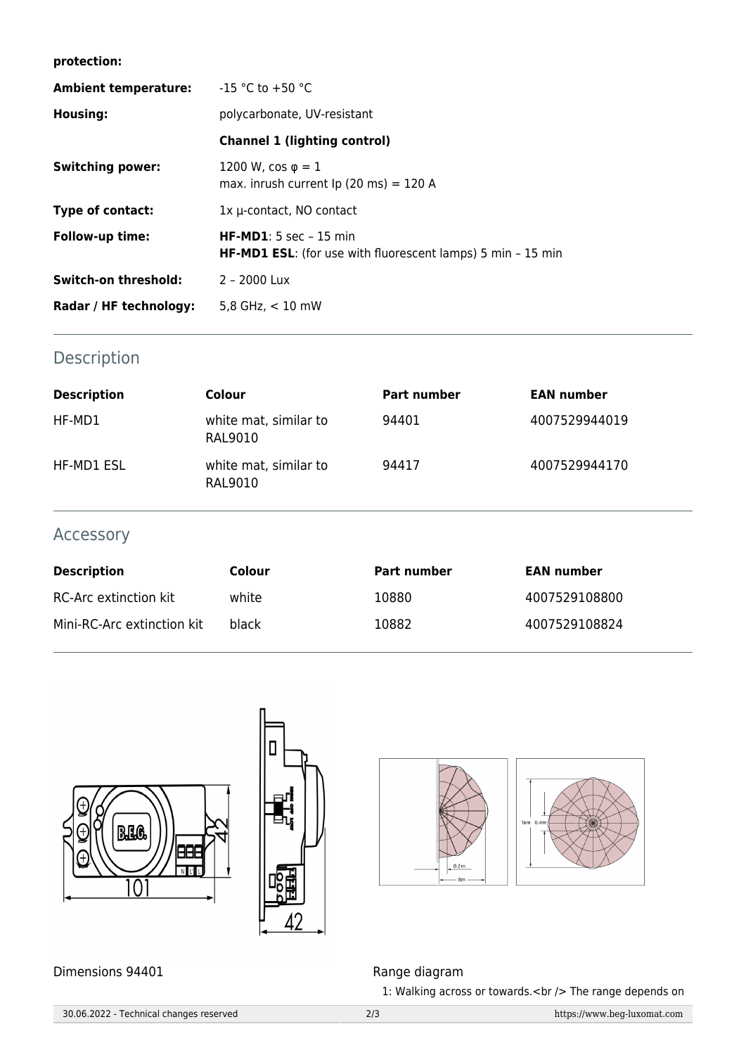**protection:**

| | |
|---|---|
| **Ambient temperature:** | -15 °C to +50 °C |
| **Housing:** | polycarbonate, UV-resistant |
| | **Channel 1 (lighting control)** |
| **Switching power:** | 1200 W, cos φ = 1<br>max. inrush current Ip (20 ms) = 120 A |
| **Type of contact:** | 1x µ-contact, NO contact |
| **Follow-up time:** | **HF-MD1**: 5 sec – 15 min<br>**HF-MD1 ESL**: (for use with fluorescent lamps) 5 min – 15 min |
| **Switch-on threshold:** | 2 – 2000 Lux |
| **Radar / HF technology:** | 5,8 GHz, < 10 mW |

## Description

| Description | Colour | Part number | EAN number |
|---|---|---|---|
| HF-MD1 | white mat, similar to RAL9010 | 94401 | 4007529944019 |
| HF-MD1 ESL | white mat, similar to RAL9010 | 94417 | 4007529944170 |

## Accessory

| Description | Colour | Part number | EAN number |
|---|---|---|---|
| RC-Arc extinction kit | white | 10880 | 4007529108800 |
| Mini-RC-Arc extinction kit | black | 10882 | 4007529108824 |

Dimensions 94401

Range diagram

1: Walking across or towards.<br /> The range depends on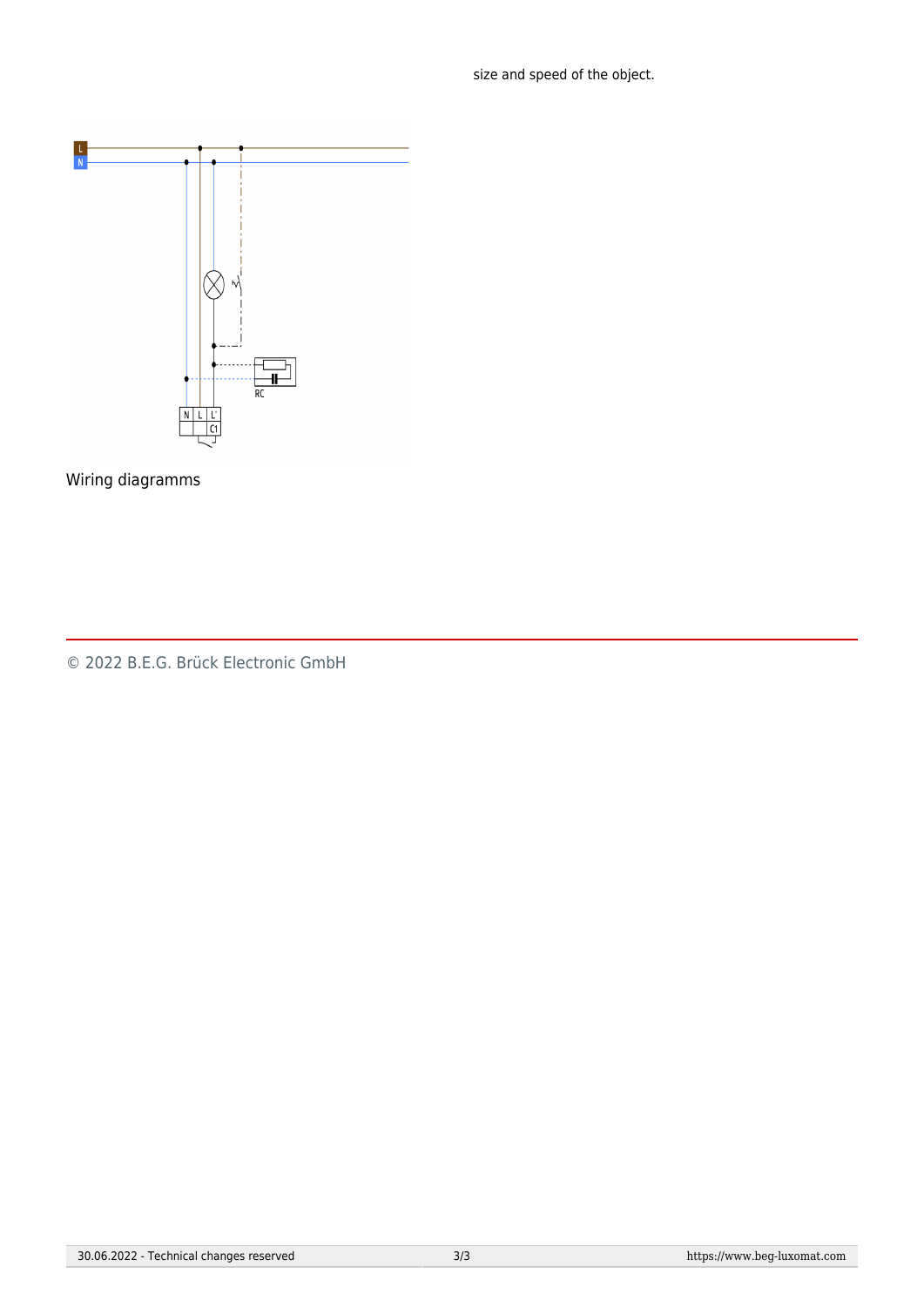size and speed of the object.

L
N

RC

N L L'
C1

Wiring diagramms

© 2022 B.E.G. Brück Electronic GmbH